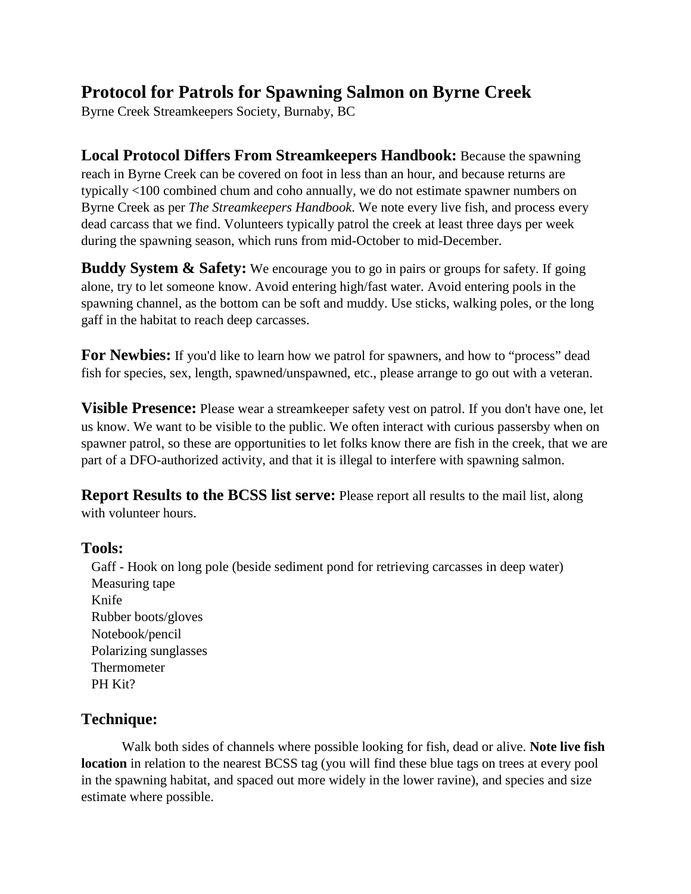# Protocol for Patrols for Spawning Salmon on Byrne Creek

Byrne Creek Streamkeepers Society, Burnaby, BC

**Local Protocol Differs From Streamkeepers Handbook:** Because the spawning reach in Byrne Creek can be covered on foot in less than an hour, and because returns are typically <100 combined chum and coho annually, we do not estimate spawner numbers on Byrne Creek as per *The Streamkeepers Handbook*. We note every live fish, and process every dead carcass that we find. Volunteers typically patrol the creek at least three days per week during the spawning season, which runs from mid-October to mid-December.

**Buddy System & Safety:** We encourage you to go in pairs or groups for safety. If going alone, try to let someone know. Avoid entering high/fast water. Avoid entering pools in the spawning channel, as the bottom can be soft and muddy. Use sticks, walking poles, or the long gaff in the habitat to reach deep carcasses.

**For Newbies:** If you'd like to learn how we patrol for spawners, and how to "process" dead fish for species, sex, length, spawned/unspawned, etc., please arrange to go out with a veteran.

**Visible Presence:** Please wear a streamkeeper safety vest on patrol. If you don't have one, let us know. We want to be visible to the public. We often interact with curious passersby when on spawner patrol, so these are opportunities to let folks know there are fish in the creek, that we are part of a DFO-authorized activity, and that it is illegal to interfere with spawning salmon.

**Report Results to the BCSS list serve:** Please report all results to the mail list, along with volunteer hours.

## Tools:

- Gaff - Hook on long pole (beside sediment pond for retrieving carcasses in deep water)
- Measuring tape
- Knife
- Rubber boots/gloves
- Notebook/pencil
- Polarizing sunglasses
- Thermometer
- PH Kit?

## Technique:

Walk both sides of channels where possible looking for fish, dead or alive. **Note live fish location** in relation to the nearest BCSS tag (you will find these blue tags on trees at every pool in the spawning habitat, and spaced out more widely in the lower ravine), and species and size estimate where possible.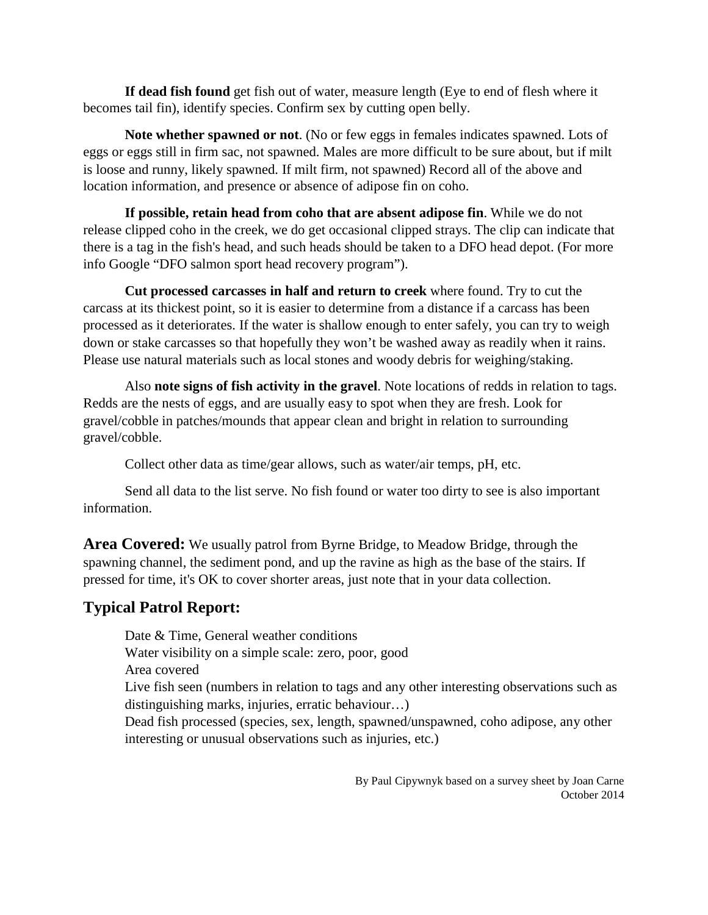**If dead fish found** get fish out of water, measure length (Eye to end of flesh where it becomes tail fin), identify species. Confirm sex by cutting open belly.

**Note whether spawned or not**. (No or few eggs in females indicates spawned. Lots of eggs or eggs still in firm sac, not spawned. Males are more difficult to be sure about, but if milt is loose and runny, likely spawned. If milt firm, not spawned) Record all of the above and location information, and presence or absence of adipose fin on coho.

**If possible, retain head from coho that are absent adipose fin**. While we do not release clipped coho in the creek, we do get occasional clipped strays. The clip can indicate that there is a tag in the fish's head, and such heads should be taken to a DFO head depot. (For more info Google "DFO salmon sport head recovery program").

**Cut processed carcasses in half and return to creek** where found. Try to cut the carcass at its thickest point, so it is easier to determine from a distance if a carcass has been processed as it deteriorates. If the water is shallow enough to enter safely, you can try to weigh down or stake carcasses so that hopefully they won't be washed away as readily when it rains. Please use natural materials such as local stones and woody debris for weighing/staking.

Also **note signs of fish activity in the gravel**. Note locations of redds in relation to tags. Redds are the nests of eggs, and are usually easy to spot when they are fresh. Look for gravel/cobble in patches/mounds that appear clean and bright in relation to surrounding gravel/cobble.

Collect other data as time/gear allows, such as water/air temps, pH, etc.

Send all data to the list serve. No fish found or water too dirty to see is also important information.

**Area Covered:** We usually patrol from Byrne Bridge, to Meadow Bridge, through the spawning channel, the sediment pond, and up the ravine as high as the base of the stairs. If pressed for time, it's OK to cover shorter areas, just note that in your data collection.

## Typical Patrol Report:

Date & Time, General weather conditions
Water visibility on a simple scale: zero, poor, good
Area covered
Live fish seen (numbers in relation to tags and any other interesting observations such as distinguishing marks, injuries, erratic behaviour…)
Dead fish processed (species, sex, length, spawned/unspawned, coho adipose, any other interesting or unusual observations such as injuries, etc.)

By Paul Cipywnyk based on a survey sheet by Joan Carne
October 2014